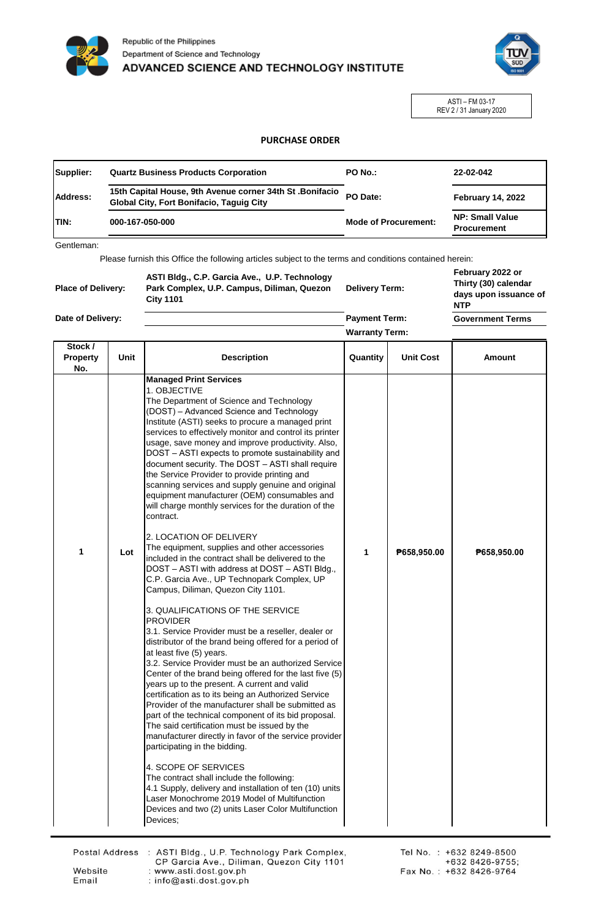Republic of the Philippines
Department of Science and Technology
**ADVANCED SCIENCE AND TECHNOLOGY INSTITUTE**

ASTI – FM 03-17
REV 2 / 31 January 2020

## PURCHASE ORDER

| | | | |
|---|---|---|---|
| **Supplier:** | **Quartz Business Products Corporation** | **PO No.:** | **22-02-042** |
| **Address:** | **15th Capital House, 9th Avenue corner 34th St .Bonifacio Global City, Fort Bonifacio, Taguig City** | **PO Date:** | **February 14, 2022** |
| **TIN:** | **000-167-050-000** | **Mode of Procurement:** | **NP: Small Value Procurement** |

Gentleman:

Please furnish this Office the following articles subject to the terms and conditions contained herein:

| | | | |
|---|---|---|---|
| **Place of Delivery:** | **ASTI Bldg., C.P. Garcia Ave., U.P. Technology Park Complex, U.P. Campus, Diliman, Quezon City 1101** | **Delivery Term:** | **February 2022 or Thirty (30) calendar days upon issuance of NTP** |
| **Date of Delivery:** | | **Payment Term:** | **Government Terms** |
| | | **Warranty Term:** | |

| Stock / Property No. | Unit | Description | Quantity | Unit Cost | Amount |
|---|---|---|---|---|---|
| 1 | Lot | **Managed Print Services**<br>1. OBJECTIVE<br>The Department of Science and Technology (DOST) – Advanced Science and Technology Institute (ASTI) seeks to procure a managed print services to effectively monitor and control its printer usage, save money and improve productivity. Also, DOST – ASTI expects to promote sustainability and document security. The DOST – ASTI shall require the Service Provider to provide printing and scanning services and supply genuine and original equipment manufacturer (OEM) consumables and will charge monthly services for the duration of the contract.<br><br>2. LOCATION OF DELIVERY<br>The equipment, supplies and other accessories included in the contract shall be delivered to the DOST – ASTI with address at DOST – ASTI Bldg., C.P. Garcia Ave., UP Technopark Complex, UP Campus, Diliman, Quezon City 1101.<br><br>3. QUALIFICATIONS OF THE SERVICE PROVIDER<br>3.1. Service Provider must be a reseller, dealer or distributor of the brand being offered for a period of at least five (5) years.<br>3.2. Service Provider must be an authorized Service Center of the brand being offered for the last five (5) years up to the present. A current and valid certification as to its being an Authorized Service Provider of the manufacturer shall be submitted as part of the technical component of its bid proposal. The said certification must be issued by the manufacturer directly in favor of the service provider participating in the bidding.<br><br>4. SCOPE OF SERVICES<br>The contract shall include the following:<br>4.1 Supply, delivery and installation of ten (10) units Laser Monochrome 2019 Model of Multifunction Devices and two (2) units Laser Color Multifunction Devices; | 1 | ₱658,950.00 | ₱658,950.00 |

Postal Address : ASTI Bldg., U.P. Technology Park Complex, CP Garcia Ave., Diliman, Quezon City 1101
Website : www.asti.dost.gov.ph
Email : info@asti.dost.gov.ph
Tel No. : +632 8249-8500, +632 8426-9755;
Fax No. : +632 8426-9764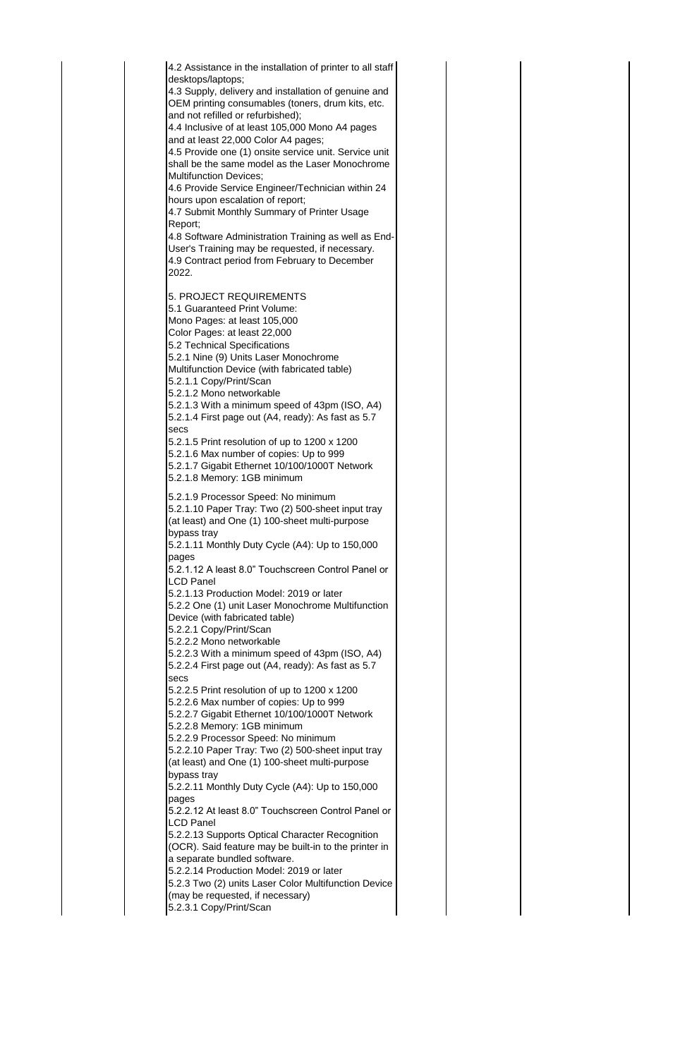4.2 Assistance in the installation of printer to all staff desktops/laptops;
4.3 Supply, delivery and installation of genuine and OEM printing consumables (toners, drum kits, etc. and not refilled or refurbished);
4.4 Inclusive of at least 105,000 Mono A4 pages and at least 22,000 Color A4 pages;
4.5 Provide one (1) onsite service unit. Service unit shall be the same model as the Laser Monochrome Multifunction Devices;
4.6 Provide Service Engineer/Technician within 24 hours upon escalation of report;
4.7 Submit Monthly Summary of Printer Usage Report;
4.8 Software Administration Training as well as End-User's Training may be requested, if necessary.
4.9 Contract period from February to December 2022.

5. PROJECT REQUIREMENTS
5.1 Guaranteed Print Volume:
Mono Pages: at least 105,000
Color Pages: at least 22,000
5.2 Technical Specifications
5.2.1 Nine (9) Units Laser Monochrome Multifunction Device (with fabricated table)
5.2.1.1 Copy/Print/Scan
5.2.1.2 Mono networkable
5.2.1.3 With a minimum speed of 43pm (ISO, A4)
5.2.1.4 First page out (A4, ready): As fast as 5.7 secs
5.2.1.5 Print resolution of up to 1200 x 1200
5.2.1.6 Max number of copies: Up to 999
5.2.1.7 Gigabit Ethernet 10/100/1000T Network
5.2.1.8 Memory: 1GB minimum

5.2.1.9 Processor Speed: No minimum
5.2.1.10 Paper Tray: Two (2) 500-sheet input tray (at least) and One (1) 100-sheet multi-purpose bypass tray
5.2.1.11 Monthly Duty Cycle (A4): Up to 150,000 pages
5.2.1.12 A least 8.0" Touchscreen Control Panel or LCD Panel
5.2.1.13 Production Model: 2019 or later
5.2.2 One (1) unit Laser Monochrome Multifunction Device (with fabricated table)
5.2.2.1 Copy/Print/Scan
5.2.2.2 Mono networkable
5.2.2.3 With a minimum speed of 43pm (ISO, A4)
5.2.2.4 First page out (A4, ready): As fast as 5.7 secs
5.2.2.5 Print resolution of up to 1200 x 1200
5.2.2.6 Max number of copies: Up to 999
5.2.2.7 Gigabit Ethernet 10/100/1000T Network
5.2.2.8 Memory: 1GB minimum
5.2.2.9 Processor Speed: No minimum
5.2.2.10 Paper Tray: Two (2) 500-sheet input tray (at least) and One (1) 100-sheet multi-purpose bypass tray
5.2.2.11 Monthly Duty Cycle (A4): Up to 150,000 pages
5.2.2.12 At least 8.0" Touchscreen Control Panel or LCD Panel
5.2.2.13 Supports Optical Character Recognition (OCR). Said feature may be built-in to the printer in a separate bundled software.
5.2.2.14 Production Model: 2019 or later
5.2.3 Two (2) units Laser Color Multifunction Device (may be requested, if necessary)
5.2.3.1 Copy/Print/Scan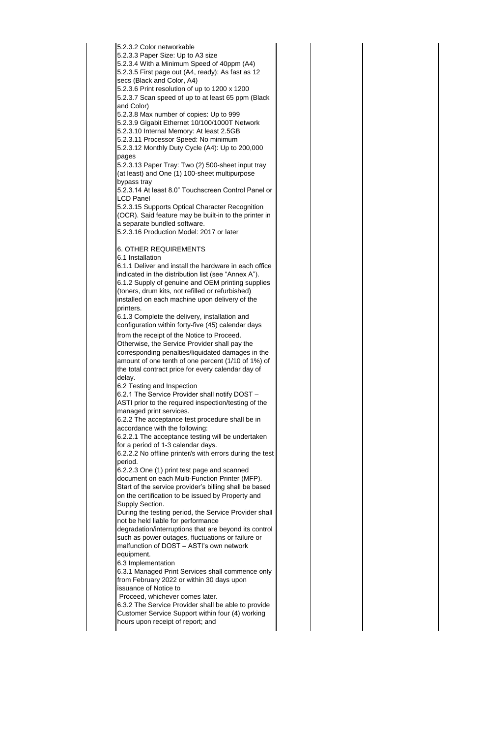5.2.3.2 Color networkable
5.2.3.3 Paper Size: Up to A3 size
5.2.3.4 With a Minimum Speed of 40ppm (A4)
5.2.3.5 First page out (A4, ready): As fast as 12 secs (Black and Color, A4)
5.2.3.6 Print resolution of up to 1200 x 1200
5.2.3.7 Scan speed of up to at least 65 ppm (Black and Color)
5.2.3.8 Max number of copies: Up to 999
5.2.3.9 Gigabit Ethernet 10/100/1000T Network
5.2.3.10 Internal Memory: At least 2.5GB
5.2.3.11 Processor Speed: No minimum
5.2.3.12 Monthly Duty Cycle (A4): Up to 200,000 pages
5.2.3.13 Paper Tray: Two (2) 500-sheet input tray (at least) and One (1) 100-sheet multipurpose bypass tray
5.2.3.14 At least 8.0" Touchscreen Control Panel or LCD Panel
5.2.3.15 Supports Optical Character Recognition (OCR). Said feature may be built-in to the printer in a separate bundled software.
5.2.3.16 Production Model: 2017 or later

6. OTHER REQUIREMENTS

6.1 Installation

6.1.1 Deliver and install the hardware in each office indicated in the distribution list (see "Annex A").

6.1.2 Supply of genuine and OEM printing supplies (toners, drum kits, not refilled or refurbished) installed on each machine upon delivery of the printers.

6.1.3 Complete the delivery, installation and configuration within forty-five (45) calendar days from the receipt of the Notice to Proceed. Otherwise, the Service Provider shall pay the corresponding penalties/liquidated damages in the amount of one tenth of one percent (1/10 of 1%) of the total contract price for every calendar day of delay.

6.2 Testing and Inspection

6.2.1 The Service Provider shall notify DOST – ASTI prior to the required inspection/testing of the managed print services.

6.2.2 The acceptance test procedure shall be in accordance with the following:

6.2.2.1 The acceptance testing will be undertaken for a period of 1-3 calendar days.

6.2.2.2 No offline printer/s with errors during the test period.

6.2.2.3 One (1) print test page and scanned document on each Multi-Function Printer (MFP). Start of the service provider's billing shall be based on the certification to be issued by Property and Supply Section.

During the testing period, the Service Provider shall not be held liable for performance degradation/interruptions that are beyond its control such as power outages, fluctuations or failure or malfunction of DOST – ASTI's own network equipment.

6.3 Implementation

6.3.1 Managed Print Services shall commence only from February 2022 or within 30 days upon issuance of Notice to Proceed, whichever comes later.

6.3.2 The Service Provider shall be able to provide Customer Service Support within four (4) working hours upon receipt of report; and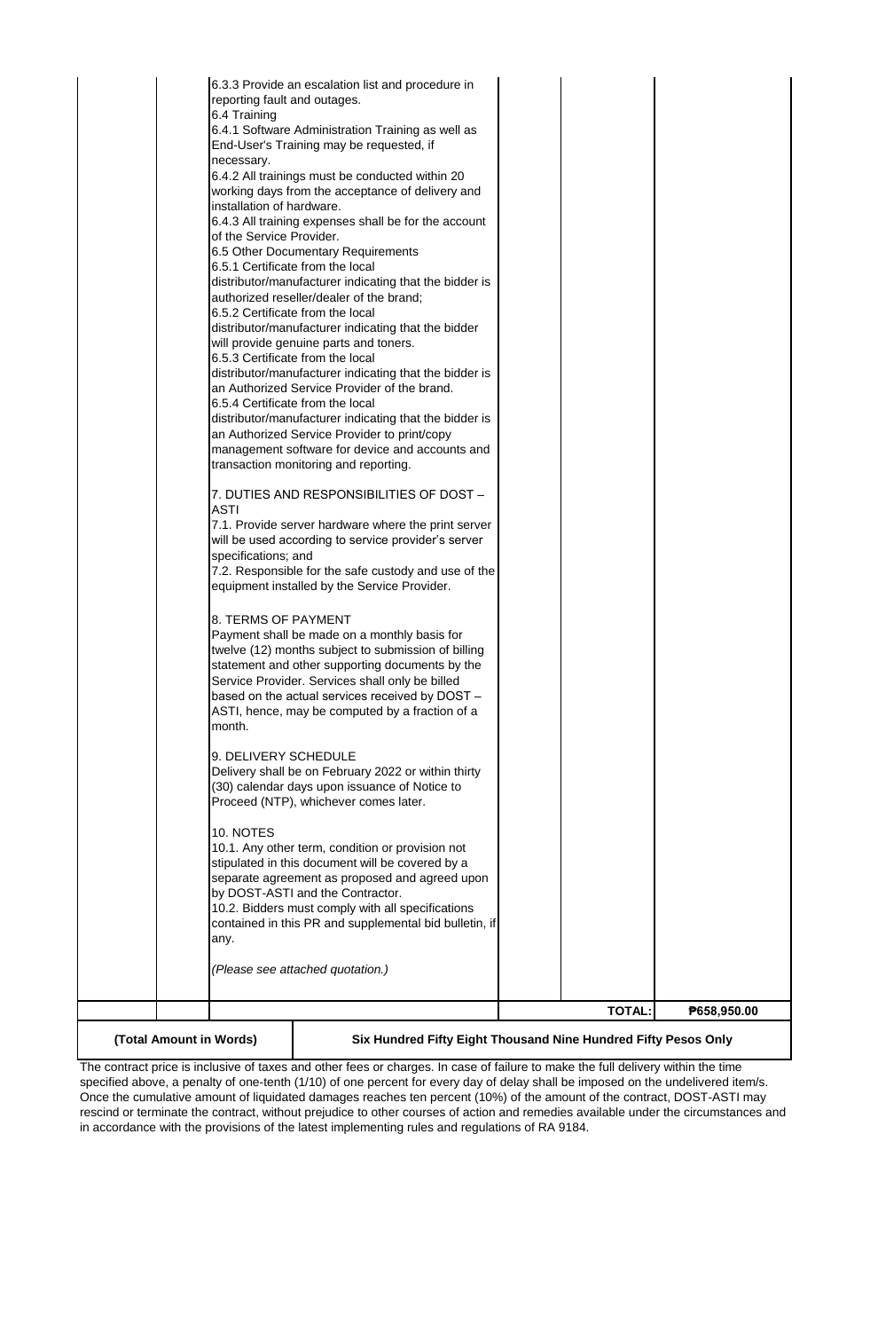| | | | | |
|---|---|---|---|---|
| | | 6.3.3 Provide an escalation list and procedure in reporting fault and outages.<br>6.4 Training<br>6.4.1 Software Administration Training as well as End-User's Training may be requested, if necessary.<br>6.4.2 All trainings must be conducted within 20 working days from the acceptance of delivery and installation of hardware.<br>6.4.3 All training expenses shall be for the account of the Service Provider.<br>6.5 Other Documentary Requirements<br>6.5.1 Certificate from the local distributor/manufacturer indicating that the bidder is authorized reseller/dealer of the brand;<br>6.5.2 Certificate from the local distributor/manufacturer indicating that the bidder will provide genuine parts and toners.<br>6.5.3 Certificate from the local distributor/manufacturer indicating that the bidder is an Authorized Service Provider of the brand.<br>6.5.4 Certificate from the local distributor/manufacturer indicating that the bidder is an Authorized Service Provider to print/copy management software for device and accounts and transaction monitoring and reporting.<br><br>7. DUTIES AND RESPONSIBILITIES OF DOST – ASTI<br>7.1. Provide server hardware where the print server will be used according to service provider's server specifications; and<br>7.2. Responsible for the safe custody and use of the equipment installed by the Service Provider.<br><br>8. TERMS OF PAYMENT<br>Payment shall be made on a monthly basis for twelve (12) months subject to submission of billing statement and other supporting documents by the Service Provider. Services shall only be billed based on the actual services received by DOST – ASTI, hence, may be computed by a fraction of a month.<br><br>9. DELIVERY SCHEDULE<br>Delivery shall be on February 2022 or within thirty (30) calendar days upon issuance of Notice to Proceed (NTP), whichever comes later.<br><br>10. NOTES<br>10.1. Any other term, condition or provision not stipulated in this document will be covered by a separate agreement as proposed and agreed upon by DOST-ASTI and the Contractor.<br>10.2. Bidders must comply with all specifications contained in this PR and supplemental bid bulletin, if any.<br><br>*(Please see attached quotation.)* | | | |
| | | | | **TOTAL:** | **₱658,950.00** |
| **(Total Amount in Words)** | | **Six Hundred Fifty Eight Thousand Nine Hundred Fifty Pesos Only** | | | |

The contract price is inclusive of taxes and other fees or charges. In case of failure to make the full delivery within the time specified above, a penalty of one-tenth (1/10) of one percent for every day of delay shall be imposed on the undelivered item/s. Once the cumulative amount of liquidated damages reaches ten percent (10%) of the amount of the contract, DOST-ASTI may rescind or terminate the contract, without prejudice to other courses of action and remedies available under the circumstances and in accordance with the provisions of the latest implementing rules and regulations of RA 9184.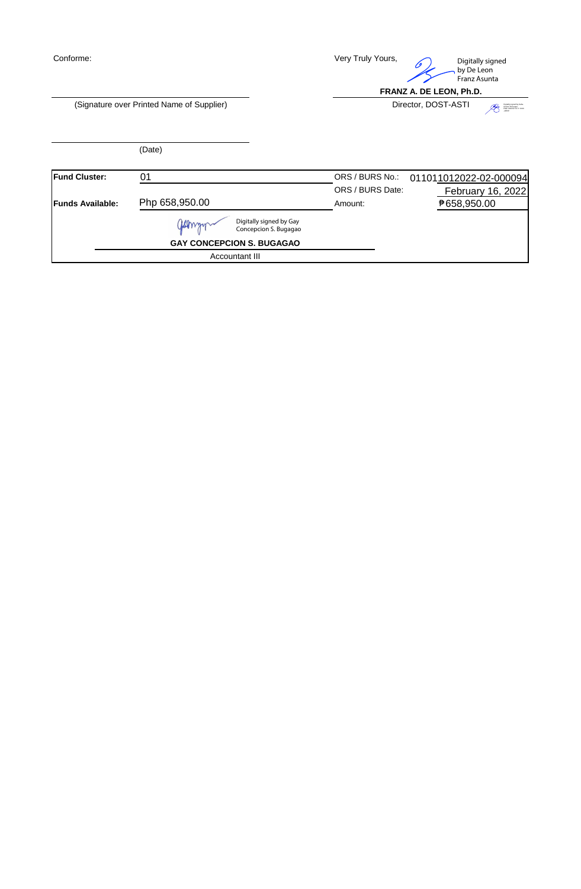Conforme:

_______________________________
(Signature over Printed Name of Supplier)

_______________________________
(Date)

Very Truly Yours,

Digitally signed by De Leon Franz Asunta

**FRANZ A. DE LEON, Ph.D.**
Director, DOST-ASTI

| | | | |
|---|---|---|---|
| **Fund Cluster:** | 01 | ORS / BURS No.: | 011011012022-02-000094 |
| | | ORS / BURS Date: | February 16, 2022 |
| **Funds Available:** | Php 658,950.00 | Amount: | ₱658,950.00 |

Digitally signed by Gay Concepcion S. Bugagao

**GAY CONCEPCION S. BUGAGAO**
Accountant III